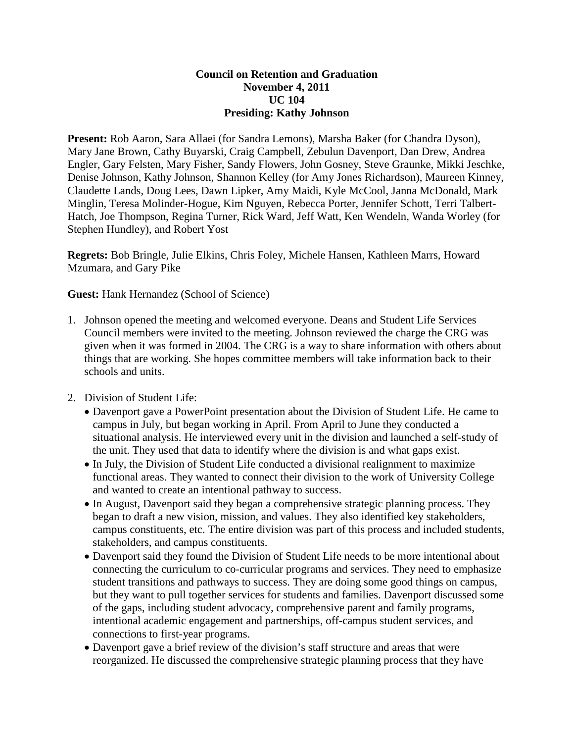**Council on Retention and Graduation**
**November 4, 2011**
**UC 104**
**Presiding: Kathy Johnson**

**Present:** Rob Aaron, Sara Allaei (for Sandra Lemons), Marsha Baker (for Chandra Dyson), Mary Jane Brown, Cathy Buyarski, Craig Campbell, Zebulun Davenport, Dan Drew, Andrea Engler, Gary Felsten, Mary Fisher, Sandy Flowers, John Gosney, Steve Graunke, Mikki Jeschke, Denise Johnson, Kathy Johnson, Shannon Kelley (for Amy Jones Richardson), Maureen Kinney, Claudette Lands, Doug Lees, Dawn Lipker, Amy Maidi, Kyle McCool, Janna McDonald, Mark Minglin, Teresa Molinder-Hogue, Kim Nguyen, Rebecca Porter, Jennifer Schott, Terri Talbert-Hatch, Joe Thompson, Regina Turner, Rick Ward, Jeff Watt, Ken Wendeln, Wanda Worley (for Stephen Hundley), and Robert Yost

**Regrets:** Bob Bringle, Julie Elkins, Chris Foley, Michele Hansen, Kathleen Marrs, Howard Mzumara, and Gary Pike

**Guest:** Hank Hernandez (School of Science)

1. Johnson opened the meeting and welcomed everyone. Deans and Student Life Services Council members were invited to the meeting. Johnson reviewed the charge the CRG was given when it was formed in 2004. The CRG is a way to share information with others about things that are working. She hopes committee members will take information back to their schools and units.

2. Division of Student Life:
   - Davenport gave a PowerPoint presentation about the Division of Student Life. He came to campus in July, but began working in April. From April to June they conducted a situational analysis. He interviewed every unit in the division and launched a self-study of the unit. They used that data to identify where the division is and what gaps exist.
   - In July, the Division of Student Life conducted a divisional realignment to maximize functional areas. They wanted to connect their division to the work of University College and wanted to create an intentional pathway to success.
   - In August, Davenport said they began a comprehensive strategic planning process. They began to draft a new vision, mission, and values. They also identified key stakeholders, campus constituents, etc. The entire division was part of this process and included students, stakeholders, and campus constituents.
   - Davenport said they found the Division of Student Life needs to be more intentional about connecting the curriculum to co-curricular programs and services. They need to emphasize student transitions and pathways to success. They are doing some good things on campus, but they want to pull together services for students and families. Davenport discussed some of the gaps, including student advocacy, comprehensive parent and family programs, intentional academic engagement and partnerships, off-campus student services, and connections to first-year programs.
   - Davenport gave a brief review of the division's staff structure and areas that were reorganized. He discussed the comprehensive strategic planning process that they have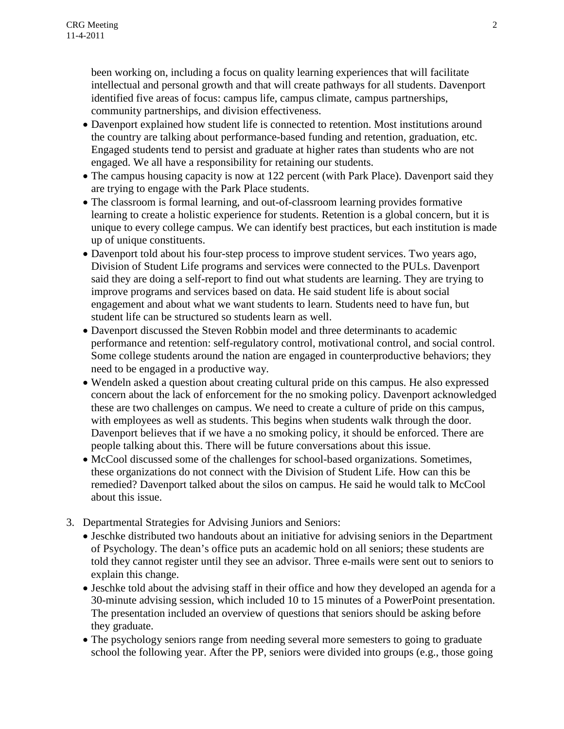been working on, including a focus on quality learning experiences that will facilitate intellectual and personal growth and that will create pathways for all students. Davenport identified five areas of focus: campus life, campus climate, campus partnerships, community partnerships, and division effectiveness.

- Davenport explained how student life is connected to retention. Most institutions around the country are talking about performance-based funding and retention, graduation, etc. Engaged students tend to persist and graduate at higher rates than students who are not engaged. We all have a responsibility for retaining our students.
- The campus housing capacity is now at 122 percent (with Park Place). Davenport said they are trying to engage with the Park Place students.
- The classroom is formal learning, and out-of-classroom learning provides formative learning to create a holistic experience for students. Retention is a global concern, but it is unique to every college campus. We can identify best practices, but each institution is made up of unique constituents.
- Davenport told about his four-step process to improve student services. Two years ago, Division of Student Life programs and services were connected to the PULs. Davenport said they are doing a self-report to find out what students are learning. They are trying to improve programs and services based on data. He said student life is about social engagement and about what we want students to learn. Students need to have fun, but student life can be structured so students learn as well.
- Davenport discussed the Steven Robbin model and three determinants to academic performance and retention: self-regulatory control, motivational control, and social control. Some college students around the nation are engaged in counterproductive behaviors; they need to be engaged in a productive way.
- Wendeln asked a question about creating cultural pride on this campus. He also expressed concern about the lack of enforcement for the no smoking policy. Davenport acknowledged these are two challenges on campus. We need to create a culture of pride on this campus, with employees as well as students. This begins when students walk through the door. Davenport believes that if we have a no smoking policy, it should be enforced. There are people talking about this. There will be future conversations about this issue.
- McCool discussed some of the challenges for school-based organizations. Sometimes, these organizations do not connect with the Division of Student Life. How can this be remedied? Davenport talked about the silos on campus. He said he would talk to McCool about this issue.

3. Departmental Strategies for Advising Juniors and Seniors:
   - Jeschke distributed two handouts about an initiative for advising seniors in the Department of Psychology. The dean's office puts an academic hold on all seniors; these students are told they cannot register until they see an advisor. Three e-mails were sent out to seniors to explain this change.
   - Jeschke told about the advising staff in their office and how they developed an agenda for a 30-minute advising session, which included 10 to 15 minutes of a PowerPoint presentation. The presentation included an overview of questions that seniors should be asking before they graduate.
   - The psychology seniors range from needing several more semesters to going to graduate school the following year. After the PP, seniors were divided into groups (e.g., those going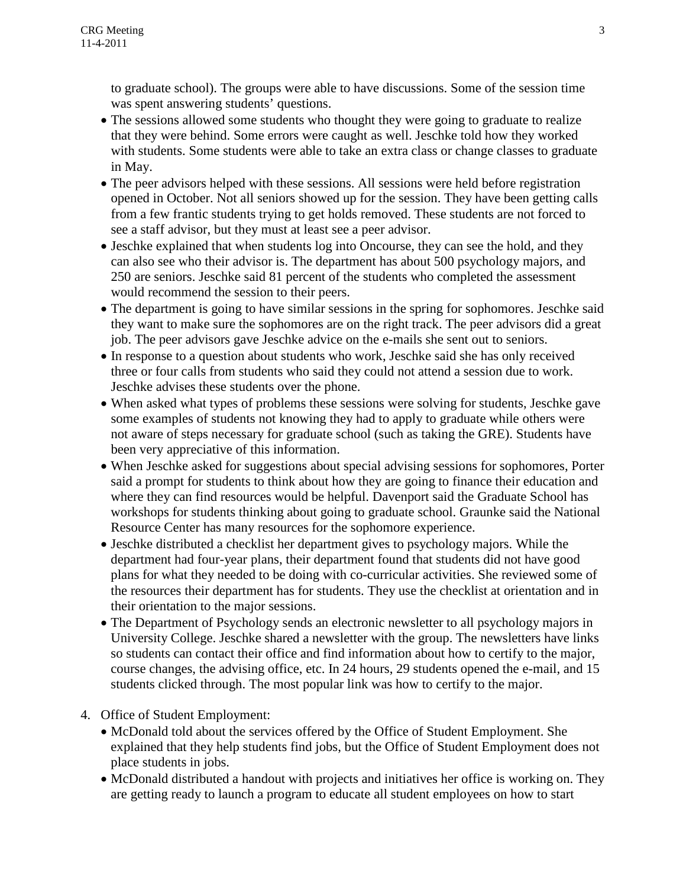to graduate school). The groups were able to have discussions. Some of the session time was spent answering students' questions.

- The sessions allowed some students who thought they were going to graduate to realize that they were behind. Some errors were caught as well. Jeschke told how they worked with students. Some students were able to take an extra class or change classes to graduate in May.
- The peer advisors helped with these sessions. All sessions were held before registration opened in October. Not all seniors showed up for the session. They have been getting calls from a few frantic students trying to get holds removed. These students are not forced to see a staff advisor, but they must at least see a peer advisor.
- Jeschke explained that when students log into Oncourse, they can see the hold, and they can also see who their advisor is. The department has about 500 psychology majors, and 250 are seniors. Jeschke said 81 percent of the students who completed the assessment would recommend the session to their peers.
- The department is going to have similar sessions in the spring for sophomores. Jeschke said they want to make sure the sophomores are on the right track. The peer advisors did a great job. The peer advisors gave Jeschke advice on the e-mails she sent out to seniors.
- In response to a question about students who work, Jeschke said she has only received three or four calls from students who said they could not attend a session due to work. Jeschke advises these students over the phone.
- When asked what types of problems these sessions were solving for students, Jeschke gave some examples of students not knowing they had to apply to graduate while others were not aware of steps necessary for graduate school (such as taking the GRE). Students have been very appreciative of this information.
- When Jeschke asked for suggestions about special advising sessions for sophomores, Porter said a prompt for students to think about how they are going to finance their education and where they can find resources would be helpful. Davenport said the Graduate School has workshops for students thinking about going to graduate school. Graunke said the National Resource Center has many resources for the sophomore experience.
- Jeschke distributed a checklist her department gives to psychology majors. While the department had four-year plans, their department found that students did not have good plans for what they needed to be doing with co-curricular activities. She reviewed some of the resources their department has for students. They use the checklist at orientation and in their orientation to the major sessions.
- The Department of Psychology sends an electronic newsletter to all psychology majors in University College. Jeschke shared a newsletter with the group. The newsletters have links so students can contact their office and find information about how to certify to the major, course changes, the advising office, etc. In 24 hours, 29 students opened the e-mail, and 15 students clicked through. The most popular link was how to certify to the major.

4. Office of Student Employment:
   - McDonald told about the services offered by the Office of Student Employment. She explained that they help students find jobs, but the Office of Student Employment does not place students in jobs.
   - McDonald distributed a handout with projects and initiatives her office is working on. They are getting ready to launch a program to educate all student employees on how to start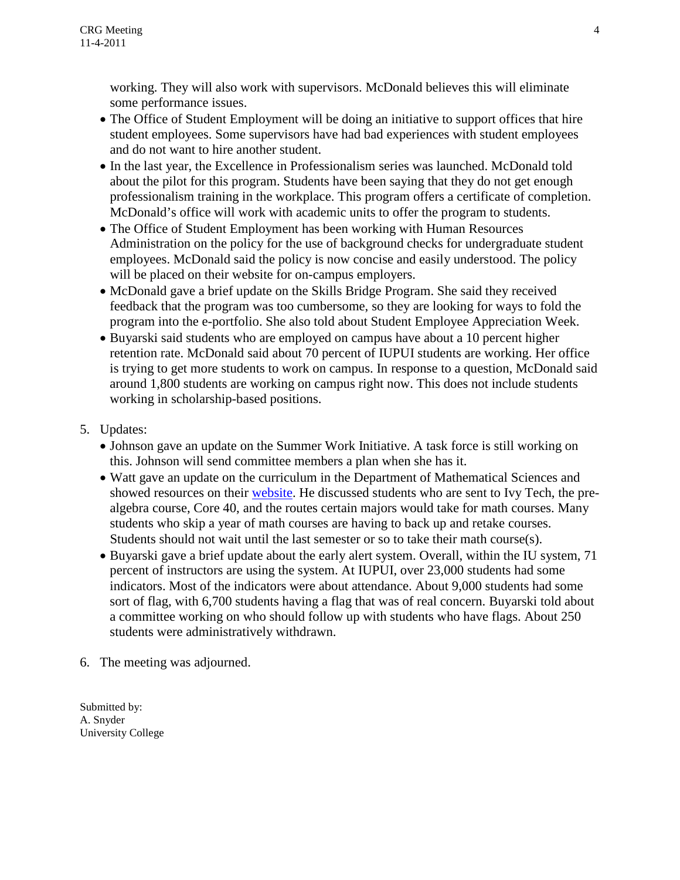working. They will also work with supervisors. McDonald believes this will eliminate some performance issues.

- The Office of Student Employment will be doing an initiative to support offices that hire student employees. Some supervisors have had bad experiences with student employees and do not want to hire another student.
- In the last year, the Excellence in Professionalism series was launched. McDonald told about the pilot for this program. Students have been saying that they do not get enough professionalism training in the workplace. This program offers a certificate of completion. McDonald's office will work with academic units to offer the program to students.
- The Office of Student Employment has been working with Human Resources Administration on the policy for the use of background checks for undergraduate student employees. McDonald said the policy is now concise and easily understood. The policy will be placed on their website for on-campus employers.
- McDonald gave a brief update on the Skills Bridge Program. She said they received feedback that the program was too cumbersome, so they are looking for ways to fold the program into the e-portfolio. She also told about Student Employee Appreciation Week.
- Buyarski said students who are employed on campus have about a 10 percent higher retention rate. McDonald said about 70 percent of IUPUI students are working. Her office is trying to get more students to work on campus. In response to a question, McDonald said around 1,800 students are working on campus right now. This does not include students working in scholarship-based positions.

5. Updates:
   - Johnson gave an update on the Summer Work Initiative. A task force is still working on this. Johnson will send committee members a plan when she has it.
   - Watt gave an update on the curriculum in the Department of Mathematical Sciences and showed resources on their website. He discussed students who are sent to Ivy Tech, the pre-algebra course, Core 40, and the routes certain majors would take for math courses. Many students who skip a year of math courses are having to back up and retake courses. Students should not wait until the last semester or so to take their math course(s).
   - Buyarski gave a brief update about the early alert system. Overall, within the IU system, 71 percent of instructors are using the system. At IUPUI, over 23,000 students had some indicators. Most of the indicators were about attendance. About 9,000 students had some sort of flag, with 6,700 students having a flag that was of real concern. Buyarski told about a committee working on who should follow up with students who have flags. About 250 students were administratively withdrawn.

6. The meeting was adjourned.

Submitted by:
A. Snyder
University College